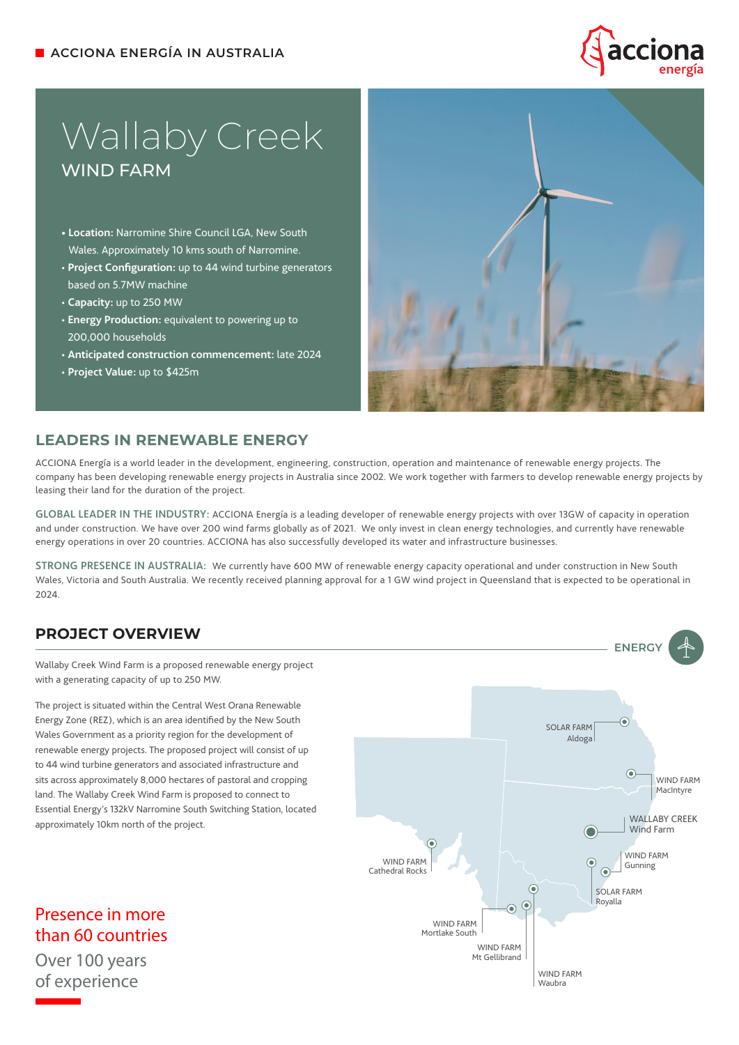ACCIONA ENERGÍA IN AUSTRALIA

# Wallaby Creek

## WIND FARM

- **Location:** Narromine Shire Council LGA, New South Wales. Approximately 10 kms south of Narromine.
- **Project Configuration:** up to 44 wind turbine generators based on 5.7MW machine
- **Capacity:** up to 250 MW
- **Energy Production:** equivalent to powering up to 200,000 households
- **Anticipated construction commencement:** late 2024
- **Project Value:** up to $425m

## LEADERS IN RENEWABLE ENERGY

ACCIONA Energía is a world leader in the development, engineering, construction, operation and maintenance of renewable energy projects. The company has been developing renewable energy projects in Australia since 2002. We work together with farmers to develop renewable energy projects by leasing their land for the duration of the project.

GLOBAL LEADER IN THE INDUSTRY: ACCIONA Energía is a leading developer of renewable energy projects with over 13GW of capacity in operation and under construction. We have over 200 wind farms globally as of 2021. We only invest in clean energy technologies, and currently have renewable energy operations in over 20 countries. ACCIONA has also successfully developed its water and infrastructure businesses.

STRONG PRESENCE IN AUSTRALIA: We currently have 600 MW of renewable energy capacity operational and under construction in New South Wales, Victoria and South Australia. We recently received planning approval for a 1 GW wind project in Queensland that is expected to be operational in 2024.

## PROJECT OVERVIEW

ENERGY

Wallaby Creek Wind Farm is a proposed renewable energy project with a generating capacity of up to 250 MW.

The project is situated within the Central West Orana Renewable Energy Zone (REZ), which is an area identified by the New South Wales Government as a priority region for the development of renewable energy projects. The proposed project will consist of up to 44 wind turbine generators and associated infrastructure and sits across approximately 8,000 hectares of pastoral and cropping land. The Wallaby Creek Wind Farm is proposed to connect to Essential Energy's 132kV Narromine South Switching Station, located approximately 10km north of the project.

SOLAR FARM Aldoga

WIND FARM MacIntyre

WALLABY CREEK Wind Farm

WIND FARM Gunning

SOLAR FARM Royalla

WIND FARM Cathedral Rocks

WIND FARM Mortlake South

WIND FARM Mt Gellibrand

WIND FARM Waubra

Presence in more than 60 countries

Over 100 years of experience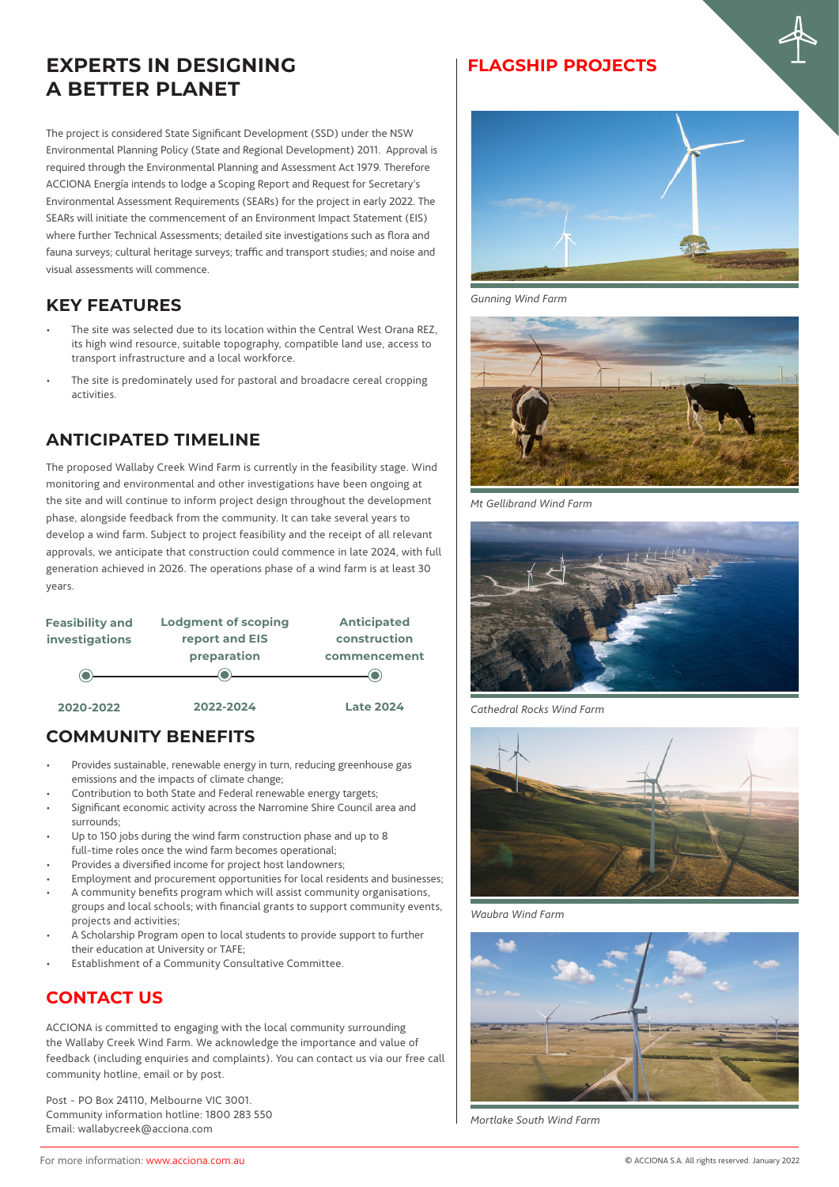# EXPERTS IN DESIGNING A BETTER PLANET

The project is considered State Significant Development (SSD) under the NSW Environmental Planning Policy (State and Regional Development) 2011. Approval is required through the Environmental Planning and Assessment Act 1979. Therefore ACCIONA Energía intends to lodge a Scoping Report and Request for Secretary's Environmental Assessment Requirements (SEARs) for the project in early 2022. The SEARs will initiate the commencement of an Environment Impact Statement (EIS) where further Technical Assessments; detailed site investigations such as flora and fauna surveys; cultural heritage surveys; traffic and transport studies; and noise and visual assessments will commence.

## KEY FEATURES

- The site was selected due to its location within the Central West Orana REZ, its high wind resource, suitable topography, compatible land use, access to transport infrastructure and a local workforce.
- The site is predominately used for pastoral and broadacre cereal cropping activities.

## ANTICIPATED TIMELINE

The proposed Wallaby Creek Wind Farm is currently in the feasibility stage. Wind monitoring and environmental and other investigations have been ongoing at the site and will continue to inform project design throughout the development phase, alongside feedback from the community. It can take several years to develop a wind farm. Subject to project feasibility and the receipt of all relevant approvals, we anticipate that construction could commence in late 2024, with full generation achieved in 2026. The operations phase of a wind farm is at least 30 years.

Feasibility and investigations
2020-2022

Lodgment of scoping report and EIS preparation
2022-2024

Anticipated construction commencement
Late 2024

## COMMUNITY BENEFITS

- Provides sustainable, renewable energy in turn, reducing greenhouse gas emissions and the impacts of climate change;
- Contribution to both State and Federal renewable energy targets;
- Significant economic activity across the Narromine Shire Council area and surrounds;
- Up to 150 jobs during the wind farm construction phase and up to 8 full-time roles once the wind farm becomes operational;
- Provides a diversified income for project host landowners;
- Employment and procurement opportunities for local residents and businesses;
- A community benefits program which will assist community organisations, groups and local schools; with financial grants to support community events, projects and activities;
- A Scholarship Program open to local students to provide support to further their education at University or TAFE;
- Establishment of a Community Consultative Committee.

## CONTACT US

ACCIONA is committed to engaging with the local community surrounding the Wallaby Creek Wind Farm. We acknowledge the importance and value of feedback (including enquiries and complaints). You can contact us via our free call community hotline, email or by post.

Post - PO Box 24110, Melbourne VIC 3001.
Community information hotline: 1800 283 550
Email: wallabycreek@acciona.com

## FLAGSHIP PROJECTS

*Gunning Wind Farm*

*Mt Gellibrand Wind Farm*

*Cathedral Rocks Wind Farm*

*Waubra Wind Farm*

*Mortlake South Wind Farm*

For more information: www.acciona.com.au

© ACCIONA S.A. All rights reserved. January 2022